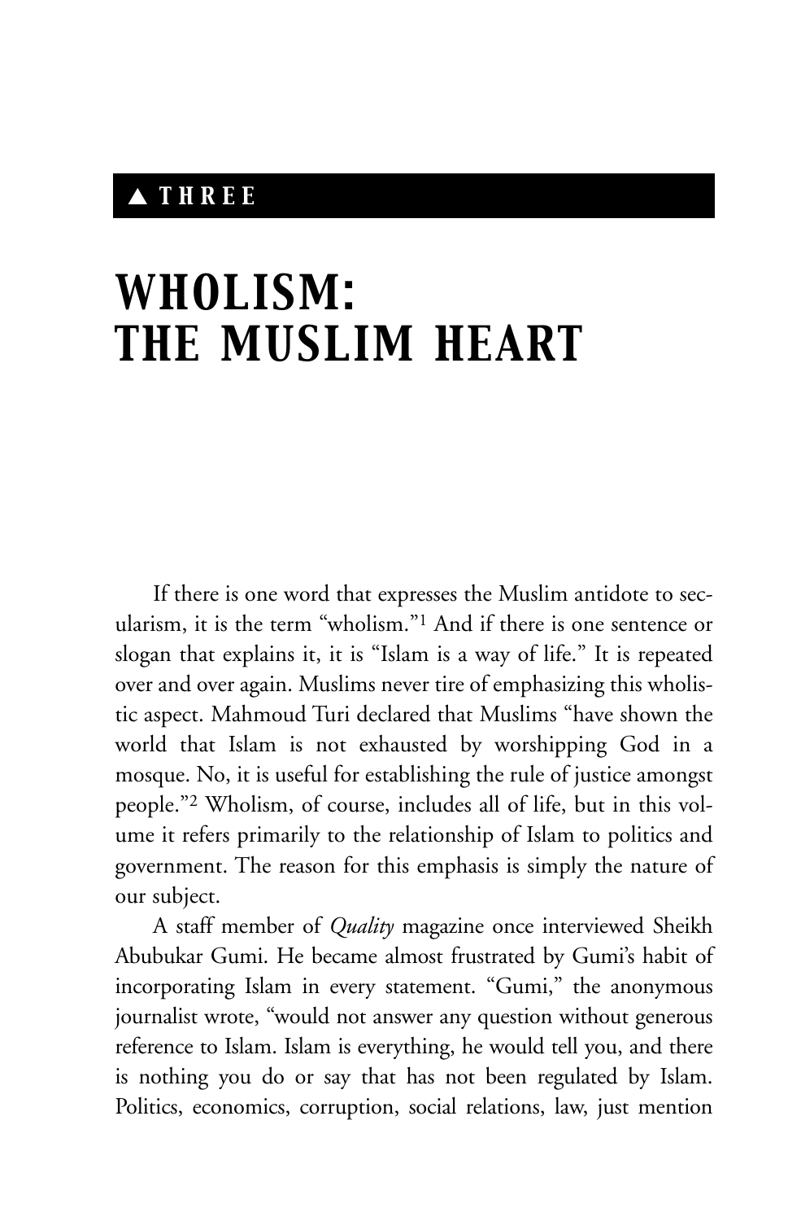▲ THREE

# WHOLISM: THE MUSLIM HEART

If there is one word that expresses the Muslim antidote to secularism, it is the term "wholism."[1] And if there is one sentence or slogan that explains it, it is "Islam is a way of life." It is repeated over and over again. Muslims never tire of emphasizing this wholistic aspect. Mahmoud Turi declared that Muslims "have shown the world that Islam is not exhausted by worshipping God in a mosque. No, it is useful for establishing the rule of justice amongst people."[2] Wholism, of course, includes all of life, but in this volume it refers primarily to the relationship of Islam to politics and government. The reason for this emphasis is simply the nature of our subject.

A staff member of *Quality* magazine once interviewed Sheikh Abubukar Gumi. He became almost frustrated by Gumi's habit of incorporating Islam in every statement. "Gumi," the anonymous journalist wrote, "would not answer any question without generous reference to Islam. Islam is everything, he would tell you, and there is nothing you do or say that has not been regulated by Islam. Politics, economics, corruption, social relations, law, just mention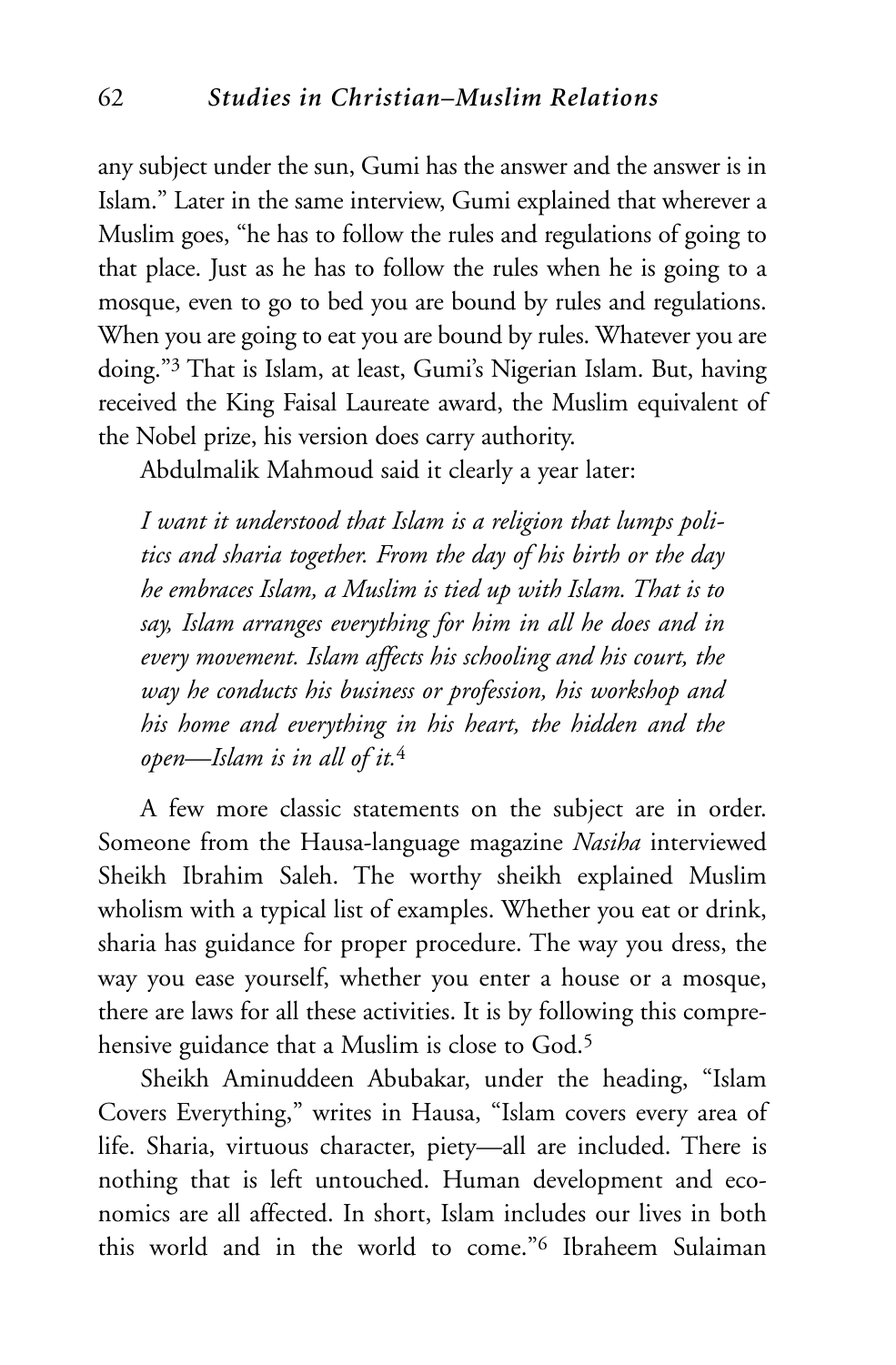any subject under the sun, Gumi has the answer and the answer is in Islam." Later in the same interview, Gumi explained that wherever a Muslim goes, "he has to follow the rules and regulations of going to that place. Just as he has to follow the rules when he is going to a mosque, even to go to bed you are bound by rules and regulations. When you are going to eat you are bound by rules. Whatever you are doing."[3] That is Islam, at least, Gumi's Nigerian Islam. But, having received the King Faisal Laureate award, the Muslim equivalent of the Nobel prize, his version does carry authority.

Abdulmalik Mahmoud said it clearly a year later:

> *I want it understood that Islam is a religion that lumps politics and sharia together. From the day of his birth or the day he embraces Islam, a Muslim is tied up with Islam. That is to say, Islam arranges everything for him in all he does and in every movement. Islam affects his schooling and his court, the way he conducts his business or profession, his workshop and his home and everything in his heart, the hidden and the open—Islam is in all of it.*[4]

A few more classic statements on the subject are in order. Someone from the Hausa-language magazine *Nasiha* interviewed Sheikh Ibrahim Saleh. The worthy sheikh explained Muslim wholism with a typical list of examples. Whether you eat or drink, sharia has guidance for proper procedure. The way you dress, the way you ease yourself, whether you enter a house or a mosque, there are laws for all these activities. It is by following this comprehensive guidance that a Muslim is close to God.[5]

Sheikh Aminuddeen Abubakar, under the heading, "Islam Covers Everything," writes in Hausa, "Islam covers every area of life. Sharia, virtuous character, piety—all are included. There is nothing that is left untouched. Human development and economics are all affected. In short, Islam includes our lives in both this world and in the world to come."[6] Ibraheem Sulaiman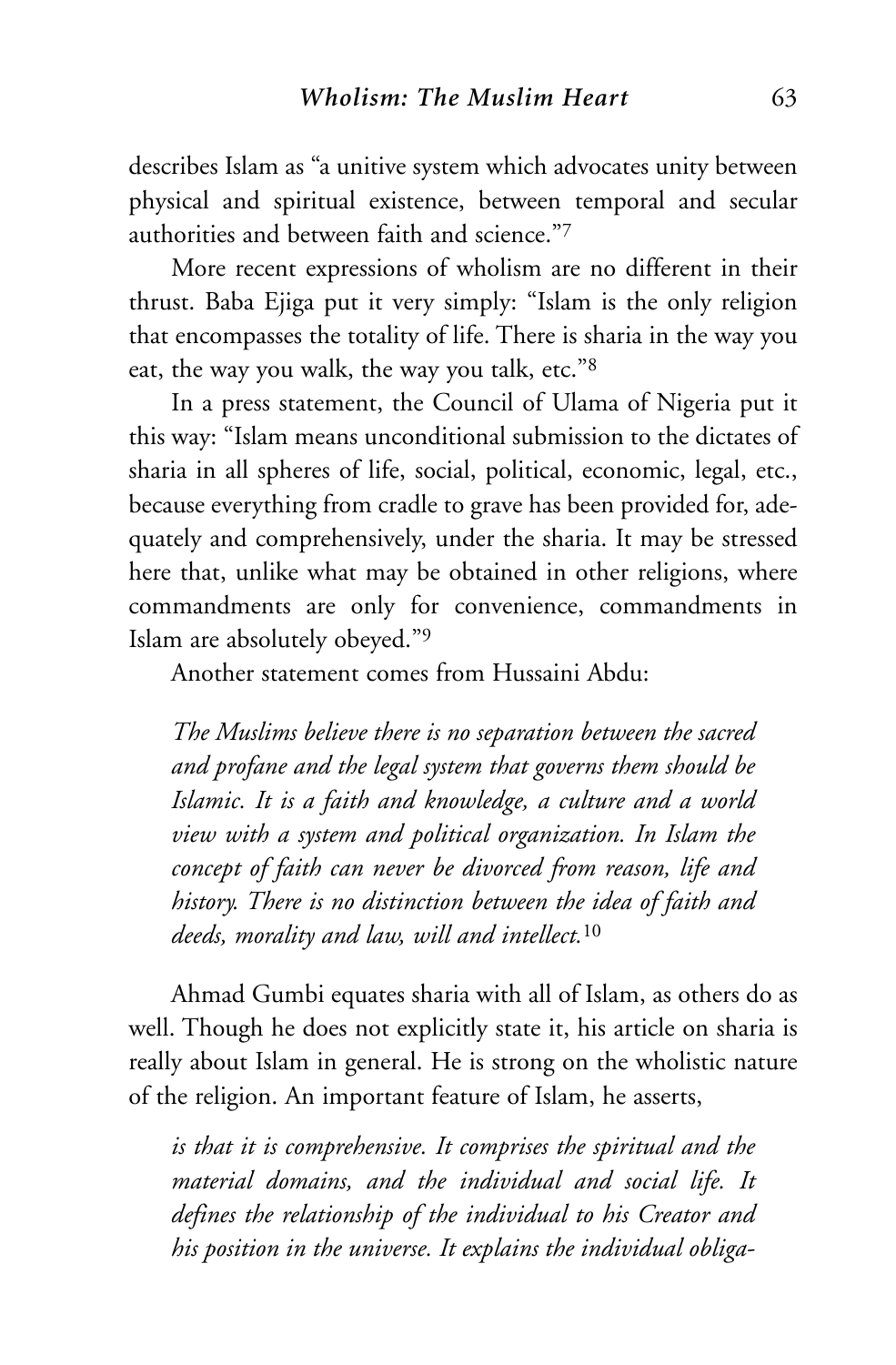describes Islam as "a unitive system which advocates unity between physical and spiritual existence, between temporal and secular authorities and between faith and science."[7]

More recent expressions of wholism are no different in their thrust. Baba Ejiga put it very simply: "Islam is the only religion that encompasses the totality of life. There is sharia in the way you eat, the way you walk, the way you talk, etc."[8]

In a press statement, the Council of Ulama of Nigeria put it this way: "Islam means unconditional submission to the dictates of sharia in all spheres of life, social, political, economic, legal, etc., because everything from cradle to grave has been provided for, adequately and comprehensively, under the sharia. It may be stressed here that, unlike what may be obtained in other religions, where commandments are only for convenience, commandments in Islam are absolutely obeyed."[9]

Another statement comes from Hussaini Abdu:

> *The Muslims believe there is no separation between the sacred and profane and the legal system that governs them should be Islamic. It is a faith and knowledge, a culture and a world view with a system and political organization. In Islam the concept of faith can never be divorced from reason, life and history. There is no distinction between the idea of faith and deeds, morality and law, will and intellect.*[10]

Ahmad Gumbi equates sharia with all of Islam, as others do as well. Though he does not explicitly state it, his article on sharia is really about Islam in general. He is strong on the wholistic nature of the religion. An important feature of Islam, he asserts,

> *is that it is comprehensive. It comprises the spiritual and the material domains, and the individual and social life. It defines the relationship of the individual to his Creator and his position in the universe. It explains the individual obliga-*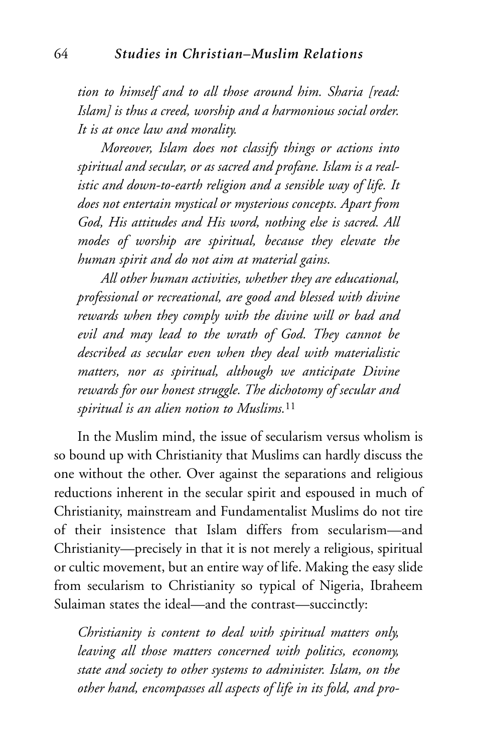*tion to himself and to all those around him. Sharia [read: Islam] is thus a creed, worship and a harmonious social order. It is at once law and morality.*

*Moreover, Islam does not classify things or actions into spiritual and secular, or as sacred and profane. Islam is a realistic and down-to-earth religion and a sensible way of life. It does not entertain mystical or mysterious concepts. Apart from God, His attitudes and His word, nothing else is sacred. All modes of worship are spiritual, because they elevate the human spirit and do not aim at material gains.*

*All other human activities, whether they are educational, professional or recreational, are good and blessed with divine rewards when they comply with the divine will or bad and evil and may lead to the wrath of God. They cannot be described as secular even when they deal with materialistic matters, nor as spiritual, although we anticipate Divine rewards for our honest struggle. The dichotomy of secular and spiritual is an alien notion to Muslims.*[11]

In the Muslim mind, the issue of secularism versus wholism is so bound up with Christianity that Muslims can hardly discuss the one without the other. Over against the separations and religious reductions inherent in the secular spirit and espoused in much of Christianity, mainstream and Fundamentalist Muslims do not tire of their insistence that Islam differs from secularism—and Christianity—precisely in that it is not merely a religious, spiritual or cultic movement, but an entire way of life. Making the easy slide from secularism to Christianity so typical of Nigeria, Ibraheem Sulaiman states the ideal—and the contrast—succinctly:

*Christianity is content to deal with spiritual matters only, leaving all those matters concerned with politics, economy, state and society to other systems to administer. Islam, on the other hand, encompasses all aspects of life in its fold, and pro-*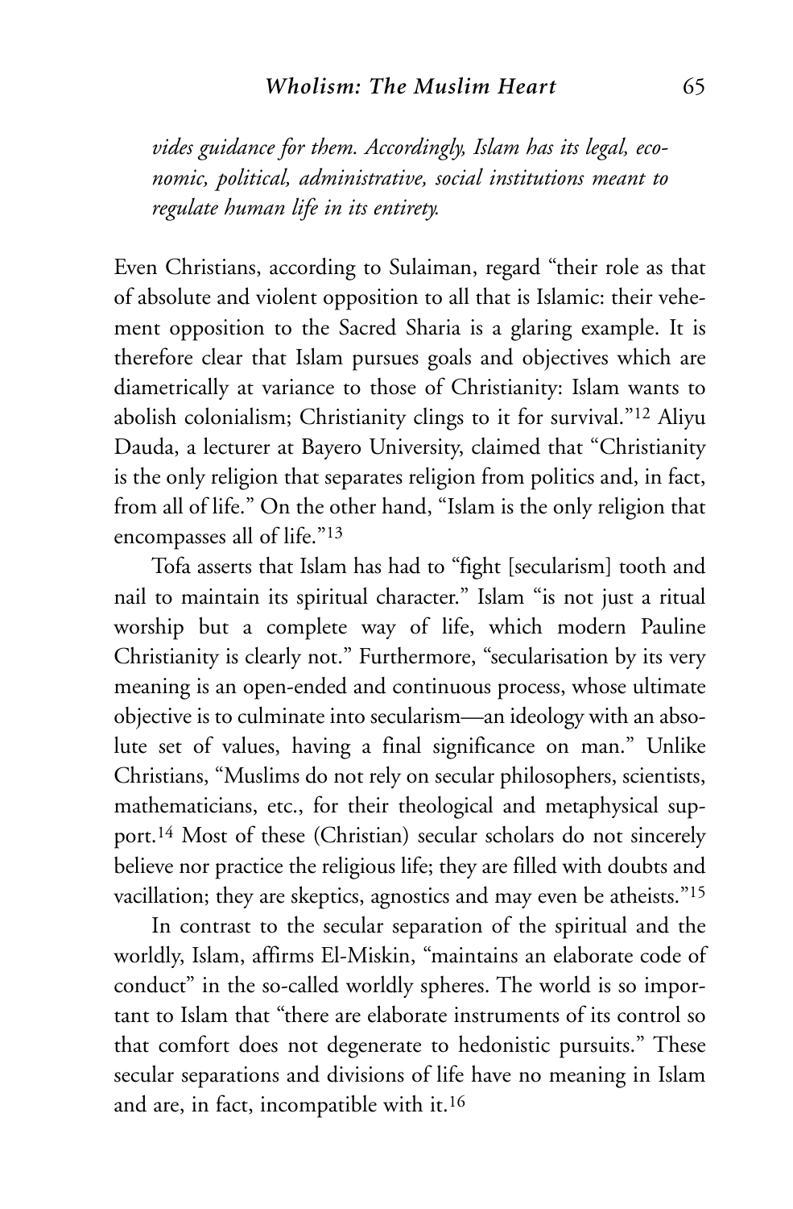*vides guidance for them. Accordingly, Islam has its legal, economic, political, administrative, social institutions meant to regulate human life in its entirety.*

Even Christians, according to Sulaiman, regard "their role as that of absolute and violent opposition to all that is Islamic: their vehement opposition to the Sacred Sharia is a glaring example. It is therefore clear that Islam pursues goals and objectives which are diametrically at variance to those of Christianity: Islam wants to abolish colonialism; Christianity clings to it for survival."[12] Aliyu Dauda, a lecturer at Bayero University, claimed that "Christianity is the only religion that separates religion from politics and, in fact, from all of life." On the other hand, "Islam is the only religion that encompasses all of life."[13]

Tofa asserts that Islam has had to "fight [secularism] tooth and nail to maintain its spiritual character." Islam "is not just a ritual worship but a complete way of life, which modern Pauline Christianity is clearly not." Furthermore, "secularisation by its very meaning is an open-ended and continuous process, whose ultimate objective is to culminate into secularism—an ideology with an absolute set of values, having a final significance on man." Unlike Christians, "Muslims do not rely on secular philosophers, scientists, mathematicians, etc., for their theological and metaphysical support.[14] Most of these (Christian) secular scholars do not sincerely believe nor practice the religious life; they are filled with doubts and vacillation; they are skeptics, agnostics and may even be atheists."[15]

In contrast to the secular separation of the spiritual and the worldly, Islam, affirms El-Miskin, "maintains an elaborate code of conduct" in the so-called worldly spheres. The world is so important to Islam that "there are elaborate instruments of its control so that comfort does not degenerate to hedonistic pursuits." These secular separations and divisions of life have no meaning in Islam and are, in fact, incompatible with it.[16]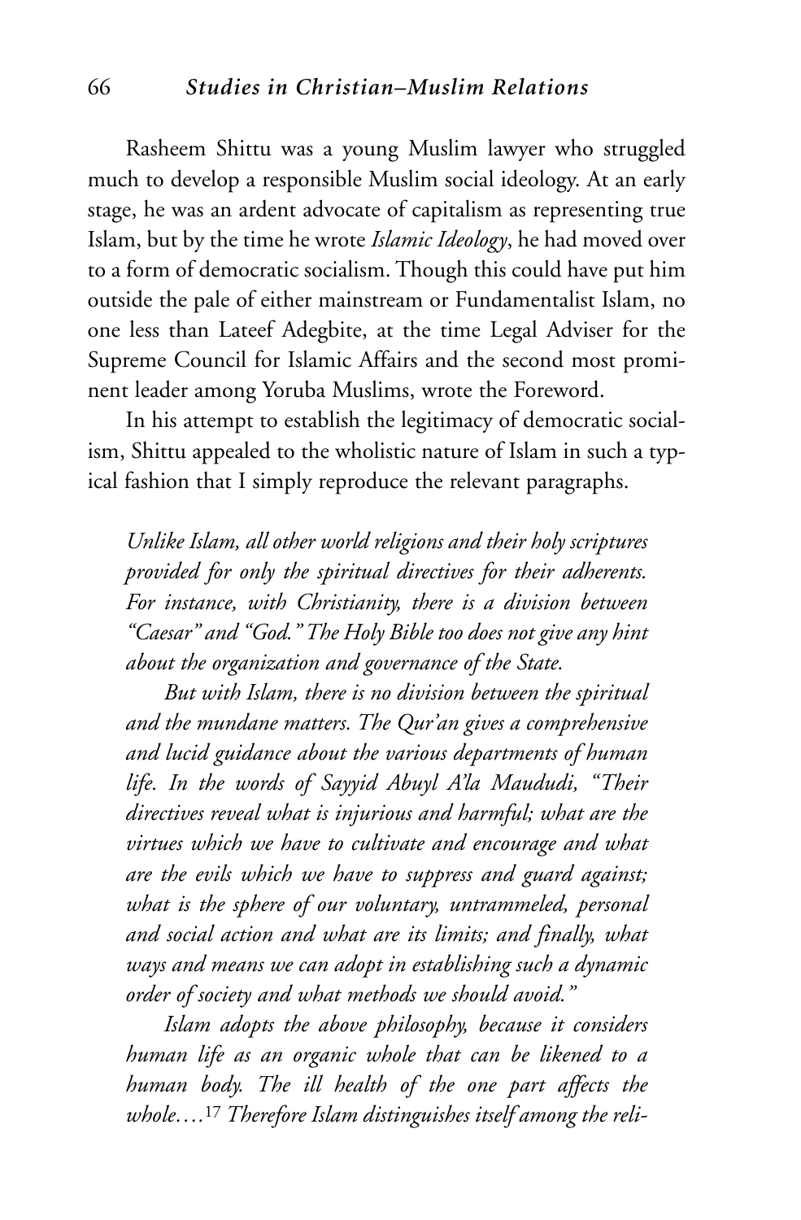Rasheem Shittu was a young Muslim lawyer who struggled much to develop a responsible Muslim social ideology. At an early stage, he was an ardent advocate of capitalism as representing true Islam, but by the time he wrote *Islamic Ideology*, he had moved over to a form of democratic socialism. Though this could have put him outside the pale of either mainstream or Fundamentalist Islam, no one less than Lateef Adegbite, at the time Legal Adviser for the Supreme Council for Islamic Affairs and the second most prominent leader among Yoruba Muslims, wrote the Foreword.

In his attempt to establish the legitimacy of democratic socialism, Shittu appealed to the wholistic nature of Islam in such a typical fashion that I simply reproduce the relevant paragraphs.

> *Unlike Islam, all other world religions and their holy scriptures provided for only the spiritual directives for their adherents. For instance, with Christianity, there is a division between "Caesar" and "God." The Holy Bible too does not give any hint about the organization and governance of the State.*
>
> *But with Islam, there is no division between the spiritual and the mundane matters. The Qur'an gives a comprehensive and lucid guidance about the various departments of human life. In the words of Sayyid Abuyl A'la Maududi, "Their directives reveal what is injurious and harmful; what are the virtues which we have to cultivate and encourage and what are the evils which we have to suppress and guard against; what is the sphere of our voluntary, untrammeled, personal and social action and what are its limits; and finally, what ways and means we can adopt in establishing such a dynamic order of society and what methods we should avoid."*
>
> *Islam adopts the above philosophy, because it considers human life as an organic whole that can be likened to a human body. The ill health of the one part affects the whole….*[17] *Therefore Islam distinguishes itself among the reli-*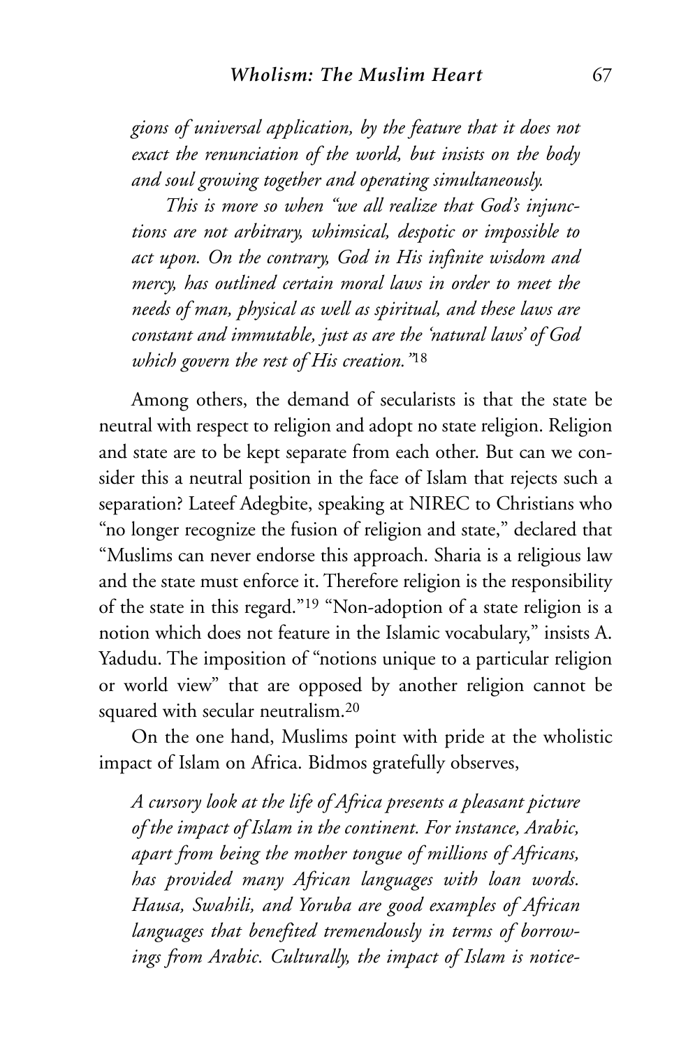*gions of universal application, by the feature that it does not exact the renunciation of the world, but insists on the body and soul growing together and operating simultaneously.*

*This is more so when "we all realize that God's injunctions are not arbitrary, whimsical, despotic or impossible to act upon. On the contrary, God in His infinite wisdom and mercy, has outlined certain moral laws in order to meet the needs of man, physical as well as spiritual, and these laws are constant and immutable, just as are the 'natural laws' of God which govern the rest of His creation."*[18]

Among others, the demand of secularists is that the state be neutral with respect to religion and adopt no state religion. Religion and state are to be kept separate from each other. But can we consider this a neutral position in the face of Islam that rejects such a separation? Lateef Adegbite, speaking at NIREC to Christians who "no longer recognize the fusion of religion and state," declared that "Muslims can never endorse this approach. Sharia is a religious law and the state must enforce it. Therefore religion is the responsibility of the state in this regard."[19] "Non-adoption of a state religion is a notion which does not feature in the Islamic vocabulary," insists A. Yadudu. The imposition of "notions unique to a particular religion or world view" that are opposed by another religion cannot be squared with secular neutralism.[20]

On the one hand, Muslims point with pride at the wholistic impact of Islam on Africa. Bidmos gratefully observes,

*A cursory look at the life of Africa presents a pleasant picture of the impact of Islam in the continent. For instance, Arabic, apart from being the mother tongue of millions of Africans, has provided many African languages with loan words. Hausa, Swahili, and Yoruba are good examples of African languages that benefited tremendously in terms of borrowings from Arabic. Culturally, the impact of Islam is notice-*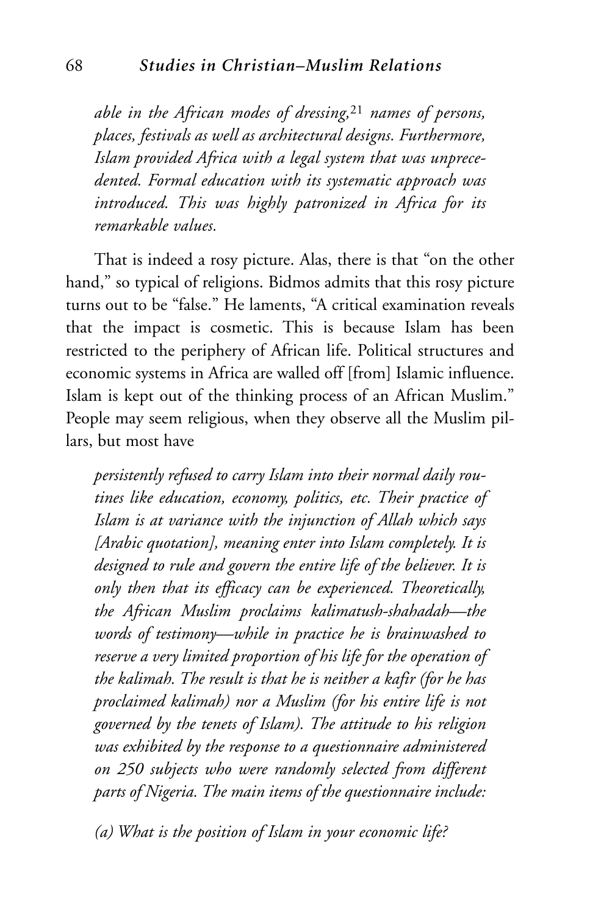*able in the African modes of dressing,*[21] *names of persons, places, festivals as well as architectural designs. Furthermore, Islam provided Africa with a legal system that was unprecedented. Formal education with its systematic approach was introduced. This was highly patronized in Africa for its remarkable values.*

That is indeed a rosy picture. Alas, there is that "on the other hand," so typical of religions. Bidmos admits that this rosy picture turns out to be "false." He laments, "A critical examination reveals that the impact is cosmetic. This is because Islam has been restricted to the periphery of African life. Political structures and economic systems in Africa are walled off [from] Islamic influence. Islam is kept out of the thinking process of an African Muslim." People may seem religious, when they observe all the Muslim pillars, but most have

*persistently refused to carry Islam into their normal daily routines like education, economy, politics, etc. Their practice of Islam is at variance with the injunction of Allah which says [Arabic quotation], meaning enter into Islam completely. It is designed to rule and govern the entire life of the believer. It is only then that its efficacy can be experienced. Theoretically, the African Muslim proclaims kalimatush-shahadah—the words of testimony—while in practice he is brainwashed to reserve a very limited proportion of his life for the operation of the kalimah. The result is that he is neither a kafir (for he has proclaimed kalimah) nor a Muslim (for his entire life is not governed by the tenets of Islam). The attitude to his religion was exhibited by the response to a questionnaire administered on 250 subjects who were randomly selected from different parts of Nigeria. The main items of the questionnaire include:*

*(a) What is the position of Islam in your economic life?*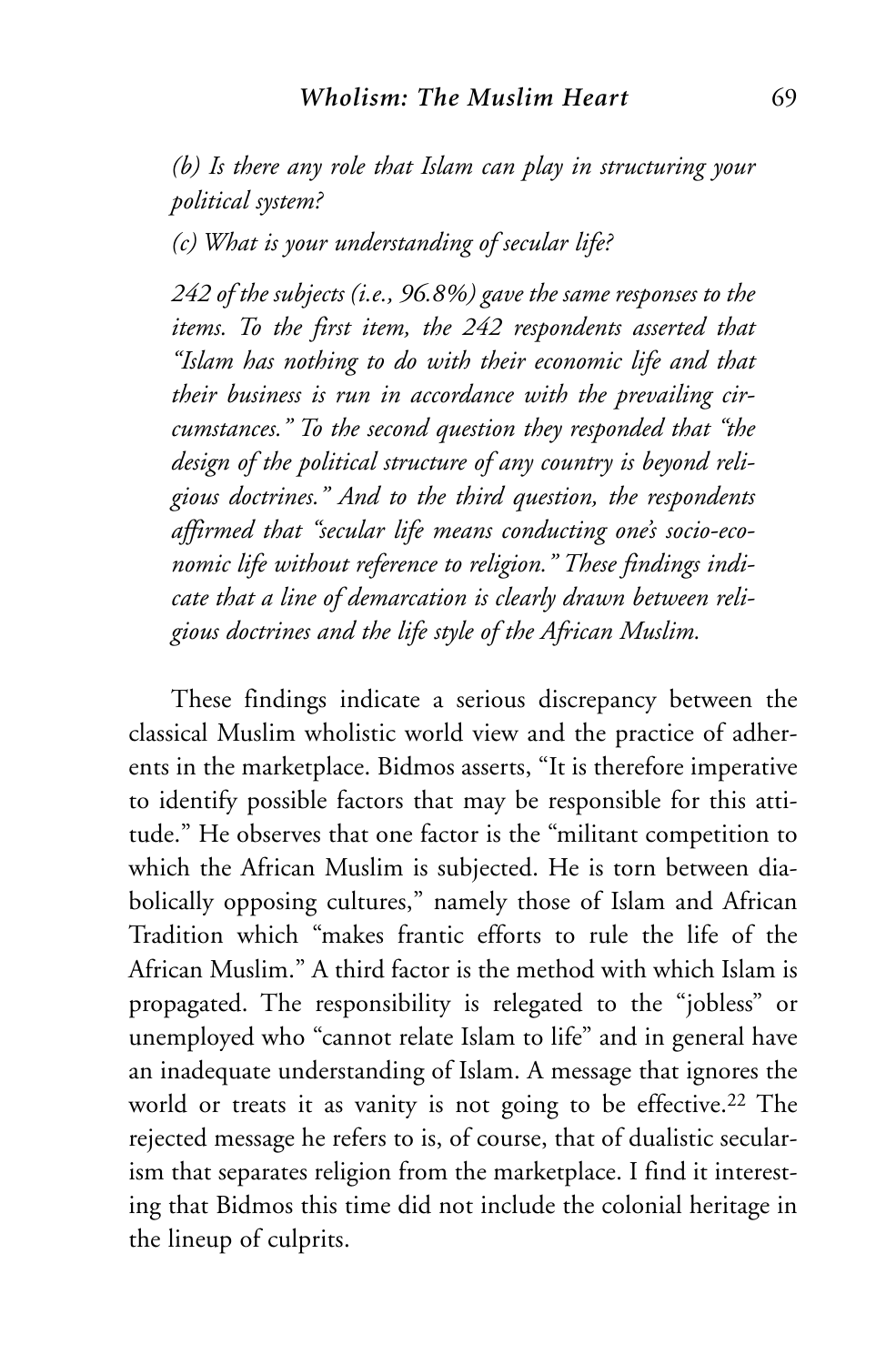*(b) Is there any role that Islam can play in structuring your political system?*

*(c) What is your understanding of secular life?*

*242 of the subjects (i.e., 96.8%) gave the same responses to the items. To the first item, the 242 respondents asserted that "Islam has nothing to do with their economic life and that their business is run in accordance with the prevailing circumstances." To the second question they responded that "the design of the political structure of any country is beyond religious doctrines." And to the third question, the respondents affirmed that "secular life means conducting one's socio-economic life without reference to religion." These findings indicate that a line of demarcation is clearly drawn between religious doctrines and the life style of the African Muslim.*

These findings indicate a serious discrepancy between the classical Muslim wholistic world view and the practice of adherents in the marketplace. Bidmos asserts, "It is therefore imperative to identify possible factors that may be responsible for this attitude." He observes that one factor is the "militant competition to which the African Muslim is subjected. He is torn between diabolically opposing cultures," namely those of Islam and African Tradition which "makes frantic efforts to rule the life of the African Muslim." A third factor is the method with which Islam is propagated. The responsibility is relegated to the "jobless" or unemployed who "cannot relate Islam to life" and in general have an inadequate understanding of Islam. A message that ignores the world or treats it as vanity is not going to be effective.[22] The rejected message he refers to is, of course, that of dualistic secularism that separates religion from the marketplace. I find it interesting that Bidmos this time did not include the colonial heritage in the lineup of culprits.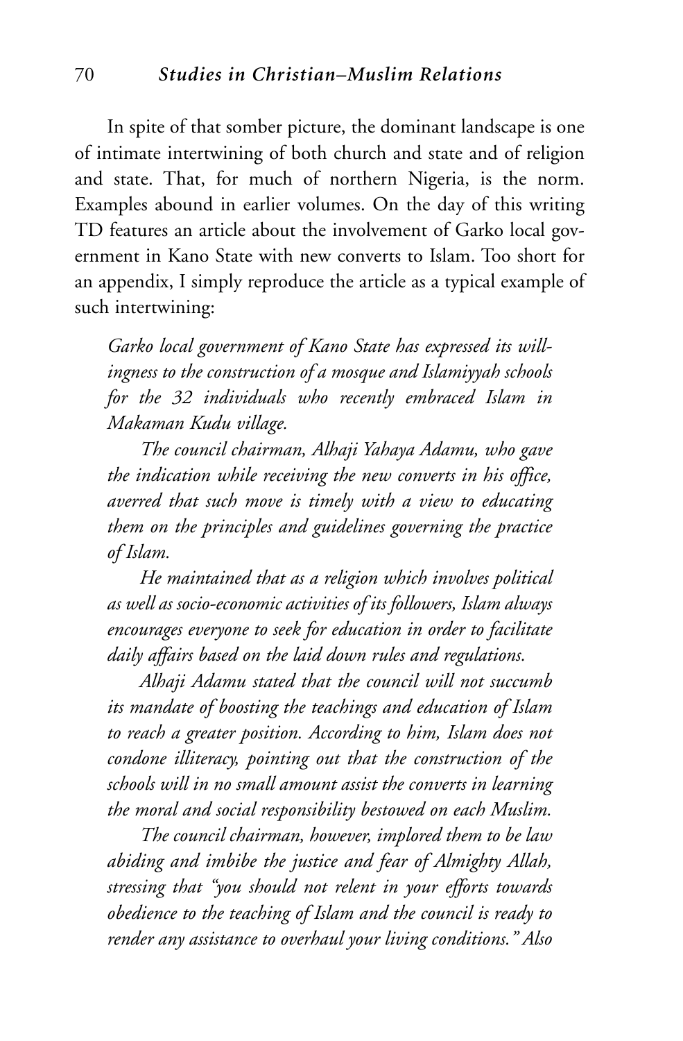In spite of that somber picture, the dominant landscape is one of intimate intertwining of both church and state and of religion and state. That, for much of northern Nigeria, is the norm. Examples abound in earlier volumes. On the day of this writing TD features an article about the involvement of Garko local government in Kano State with new converts to Islam. Too short for an appendix, I simply reproduce the article as a typical example of such intertwining:

> *Garko local government of Kano State has expressed its willingness to the construction of a mosque and Islamiyyah schools for the 32 individuals who recently embraced Islam in Makaman Kudu village.*
>
> *The council chairman, Alhaji Yahaya Adamu, who gave the indication while receiving the new converts in his office, averred that such move is timely with a view to educating them on the principles and guidelines governing the practice of Islam.*
>
> *He maintained that as a religion which involves political as well as socio-economic activities of its followers, Islam always encourages everyone to seek for education in order to facilitate daily affairs based on the laid down rules and regulations.*
>
> *Alhaji Adamu stated that the council will not succumb its mandate of boosting the teachings and education of Islam to reach a greater position. According to him, Islam does not condone illiteracy, pointing out that the construction of the schools will in no small amount assist the converts in learning the moral and social responsibility bestowed on each Muslim.*
>
> *The council chairman, however, implored them to be law abiding and imbibe the justice and fear of Almighty Allah, stressing that "you should not relent in your efforts towards obedience to the teaching of Islam and the council is ready to render any assistance to overhaul your living conditions." Also*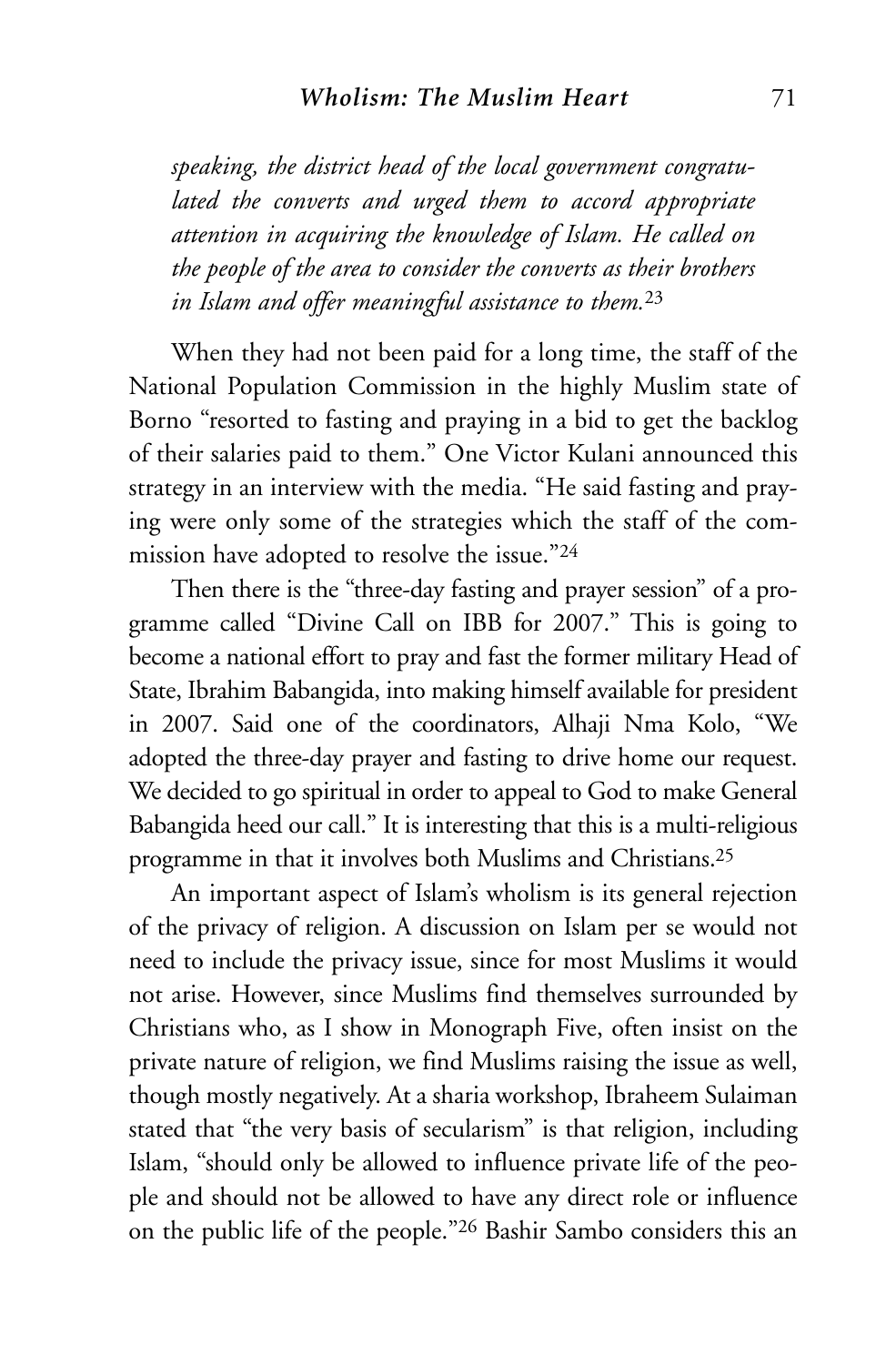*speaking, the district head of the local government congratulated the converts and urged them to accord appropriate attention in acquiring the knowledge of Islam. He called on the people of the area to consider the converts as their brothers in Islam and offer meaningful assistance to them.*[23]

When they had not been paid for a long time, the staff of the National Population Commission in the highly Muslim state of Borno "resorted to fasting and praying in a bid to get the backlog of their salaries paid to them." One Victor Kulani announced this strategy in an interview with the media. "He said fasting and praying were only some of the strategies which the staff of the commission have adopted to resolve the issue."[24]

Then there is the "three-day fasting and prayer session" of a programme called "Divine Call on IBB for 2007." This is going to become a national effort to pray and fast the former military Head of State, Ibrahim Babangida, into making himself available for president in 2007. Said one of the coordinators, Alhaji Nma Kolo, "We adopted the three-day prayer and fasting to drive home our request. We decided to go spiritual in order to appeal to God to make General Babangida heed our call." It is interesting that this is a multi-religious programme in that it involves both Muslims and Christians.[25]

An important aspect of Islam's wholism is its general rejection of the privacy of religion. A discussion on Islam per se would not need to include the privacy issue, since for most Muslims it would not arise. However, since Muslims find themselves surrounded by Christians who, as I show in Monograph Five, often insist on the private nature of religion, we find Muslims raising the issue as well, though mostly negatively. At a sharia workshop, Ibraheem Sulaiman stated that "the very basis of secularism" is that religion, including Islam, "should only be allowed to influence private life of the people and should not be allowed to have any direct role or influence on the public life of the people."[26] Bashir Sambo considers this an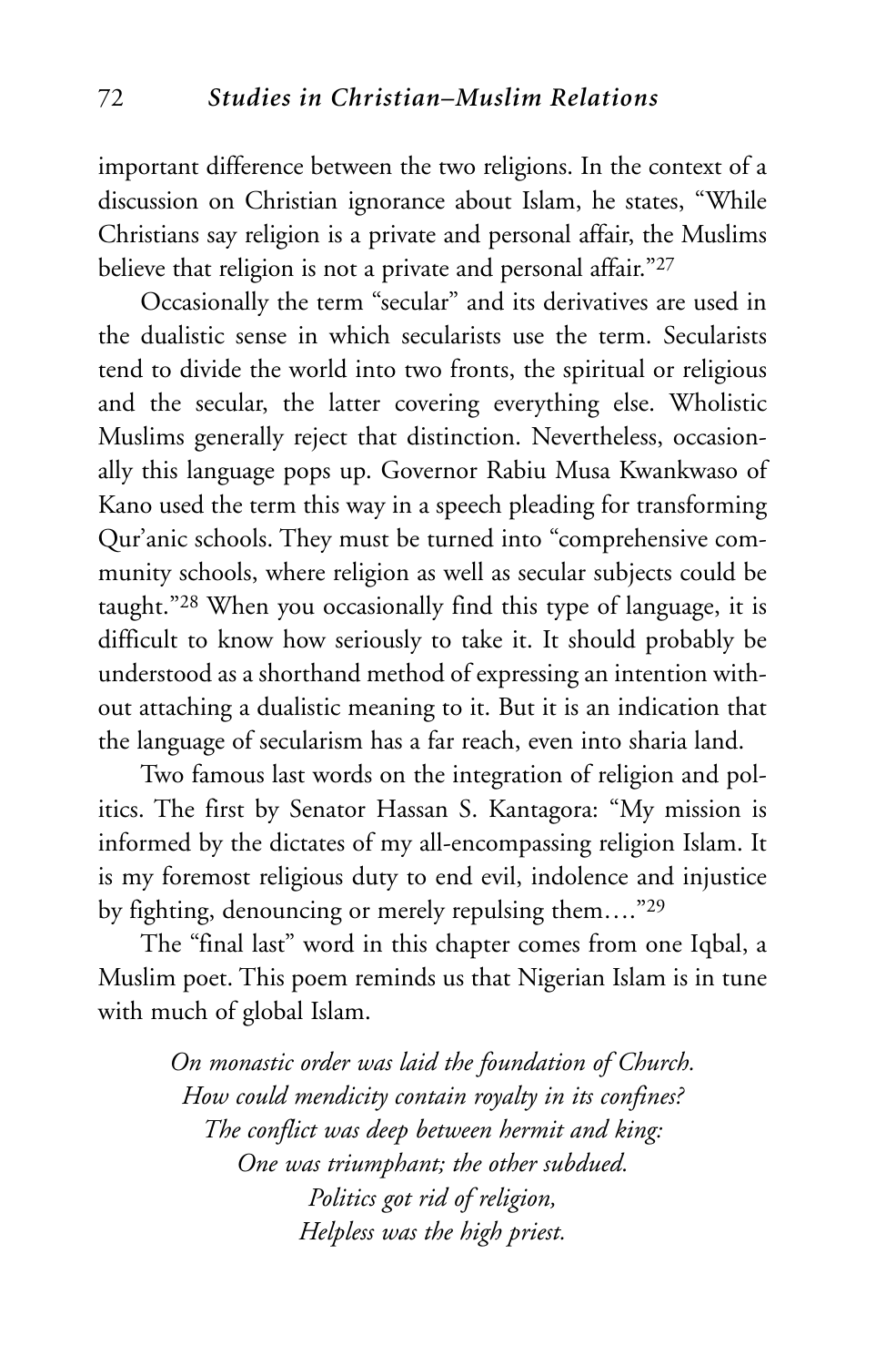important difference between the two religions. In the context of a discussion on Christian ignorance about Islam, he states, "While Christians say religion is a private and personal affair, the Muslims believe that religion is not a private and personal affair."[27]

Occasionally the term "secular" and its derivatives are used in the dualistic sense in which secularists use the term. Secularists tend to divide the world into two fronts, the spiritual or religious and the secular, the latter covering everything else. Wholistic Muslims generally reject that distinction. Nevertheless, occasionally this language pops up. Governor Rabiu Musa Kwankwaso of Kano used the term this way in a speech pleading for transforming Qur'anic schools. They must be turned into "comprehensive community schools, where religion as well as secular subjects could be taught."[28] When you occasionally find this type of language, it is difficult to know how seriously to take it. It should probably be understood as a shorthand method of expressing an intention without attaching a dualistic meaning to it. But it is an indication that the language of secularism has a far reach, even into sharia land.

Two famous last words on the integration of religion and politics. The first by Senator Hassan S. Kantagora: "My mission is informed by the dictates of my all-encompassing religion Islam. It is my foremost religious duty to end evil, indolence and injustice by fighting, denouncing or merely repulsing them…."[29]

The "final last" word in this chapter comes from one Iqbal, a Muslim poet. This poem reminds us that Nigerian Islam is in tune with much of global Islam.

*On monastic order was laid the foundation of Church.*
*How could mendicity contain royalty in its confines?*
*The conflict was deep between hermit and king:*
*One was triumphant; the other subdued.*
*Politics got rid of religion,*
*Helpless was the high priest.*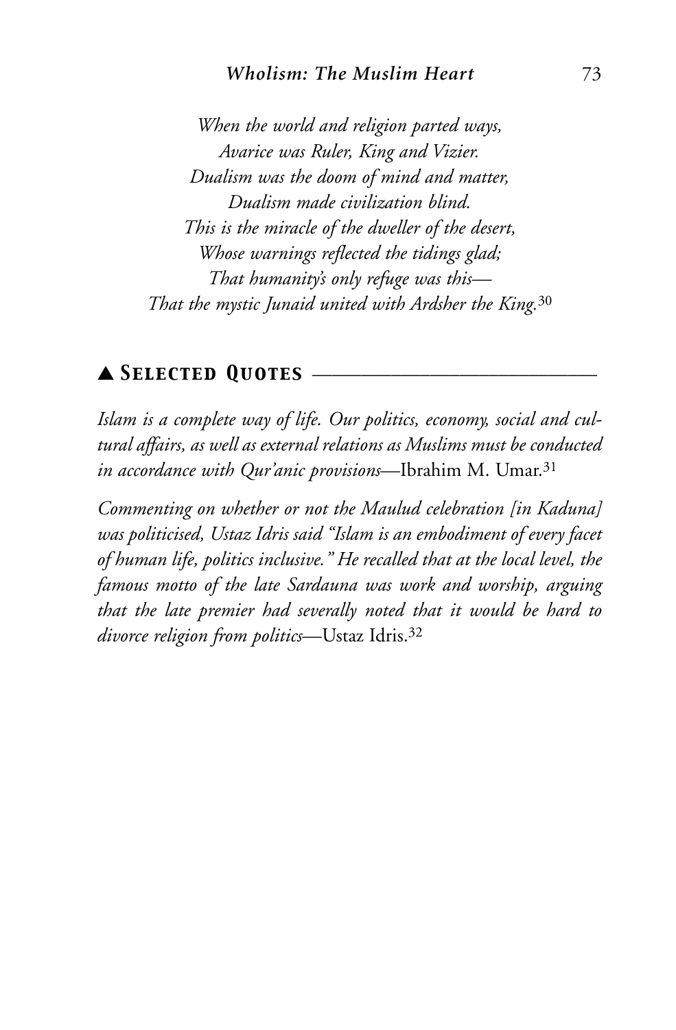*When the world and religion parted ways,*
*Avarice was Ruler, King and Vizier.*
*Dualism was the doom of mind and matter,*
*Dualism made civilization blind.*
*This is the miracle of the dweller of the desert,*
*Whose warnings reflected the tidings glad;*
*That humanity's only refuge was this—*
*That the mystic Junaid united with Ardsher the King.*[30]

## ▲ Selected Quotes

*Islam is a complete way of life. Our politics, economy, social and cultural affairs, as well as external relations as Muslims must be conducted in accordance with Qur'anic provisions*—Ibrahim M. Umar.[31]

*Commenting on whether or not the Maulud celebration [in Kaduna] was politicised, Ustaz Idris said "Islam is an embodiment of every facet of human life, politics inclusive." He recalled that at the local level, the famous motto of the late Sardauna was work and worship, arguing that the late premier had severally noted that it would be hard to divorce religion from politics*—Ustaz Idris.[32]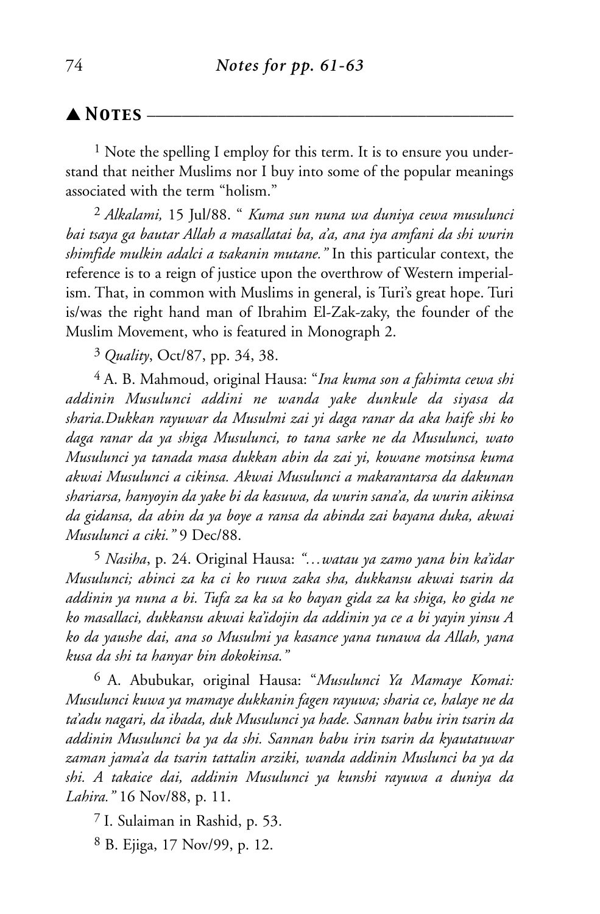## ▲ Notes

[1] Note the spelling I employ for this term. It is to ensure you understand that neither Muslims nor I buy into some of the popular meanings associated with the term "holism."

[2] *Alkalami,* 15 Jul/88. " *Kuma sun nuna wa duniya cewa musulunci bai tsaya ga bautar Allah a masallatai ba, a'a, ana iya amfani da shi wurin shimfide mulkin adalci a tsakanin mutane."* In this particular context, the reference is to a reign of justice upon the overthrow of Western imperialism. That, in common with Muslims in general, is Turi's great hope. Turi is/was the right hand man of Ibrahim El-Zak-zaky, the founder of the Muslim Movement, who is featured in Monograph 2.

[3] *Quality*, Oct/87, pp. 34, 38.

[4] A. B. Mahmoud, original Hausa: "*Ina kuma son a fahimta cewa shi addinin Musulunci addini ne wanda yake dunkule da siyasa da sharia.Dukkan rayuwar da Musulmi zai yi daga ranar da aka haife shi ko daga ranar da ya shiga Musulunci, to tana sarke ne da Musulunci, wato Musulunci ya tanada masa dukkan abin da zai yi, kowane motsinsa kuma akwai Musulunci a cikinsa. Akwai Musulunci a makarantarsa da dakunan shariarsa, hanyoyin da yake bi da kasuwa, da wurin sana'a, da wurin aikinsa da gidansa, da abin da ya boye a ransa da abinda zai bayana duka, akwai Musulunci a ciki."* 9 Dec/88.

[5] *Nasiha*, p. 24. Original Hausa: *"…watau ya zamo yana bin ka'idar Musulunci; abinci za ka ci ko ruwa zaka sha, dukkansu akwai tsarin da addinin ya nuna a bi. Tufa za ka sa ko bayan gida za ka shiga, ko gida ne ko masallaci, dukkansu akwai ka'idojin da addinin ya ce a bi yayin yinsu A ko da yaushe dai, ana so Musulmi ya kasance yana tunawa da Allah, yana kusa da shi ta hanyar bin dokokinsa."*

[6] A. Abubukar, original Hausa: "*Musulunci Ya Mamaye Komai: Musulunci kuwa ya mamaye dukkanin fagen rayuwa; sharia ce, halaye ne da ta'adu nagari, da ibada, duk Musulunci ya hade. Sannan babu irin tsarin da addinin Musulunci ba ya da shi. Sannan babu irin tsarin da kyautatuwar zaman jama'a da tsarin tattalin arziki, wanda addinin Muslunci ba ya da shi. A takaice dai, addinin Musulunci ya kunshi rayuwa a duniya da Lahira."* 16 Nov/88, p. 11.

[7] I. Sulaiman in Rashid, p. 53.

[8] B. Ejiga, 17 Nov/99, p. 12.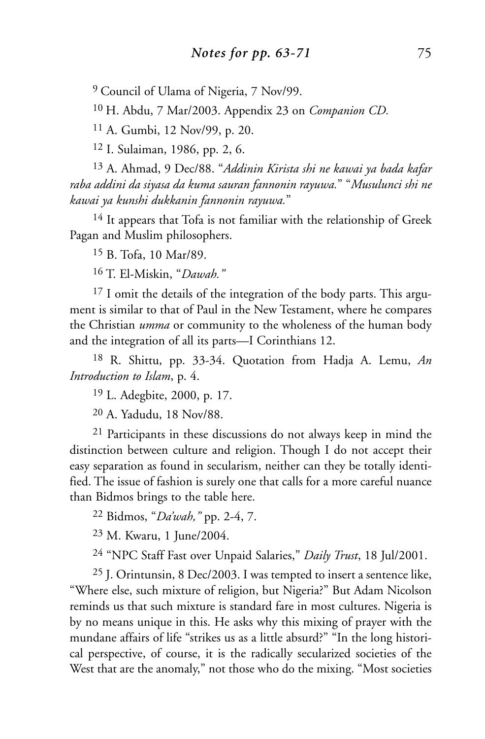[9] Council of Ulama of Nigeria, 7 Nov/99.

[10] H. Abdu, 7 Mar/2003. Appendix 23 on *Companion CD.*

[11] A. Gumbi, 12 Nov/99, p. 20.

[12] I. Sulaiman, 1986, pp. 2, 6.

[13] A. Ahmad, 9 Dec/88. "*Addinin Kirista shi ne kawai ya bada kafar raba addini da siyasa da kuma sauran fannonin rayuwa.*" "*Musulunci shi ne kawai ya kunshi dukkanin fannonin rayuwa.*"

[14] It appears that Tofa is not familiar with the relationship of Greek Pagan and Muslim philosophers.

[15] B. Tofa, 10 Mar/89.

[16] T. El-Miskin, "*Dawah.*"

[17] I omit the details of the integration of the body parts. This argument is similar to that of Paul in the New Testament, where he compares the Christian *umma* or community to the wholeness of the human body and the integration of all its parts—I Corinthians 12.

[18] R. Shittu, pp. 33-34. Quotation from Hadja A. Lemu, *An Introduction to Islam*, p. 4.

[19] L. Adegbite, 2000, p. 17.

[20] A. Yadudu, 18 Nov/88.

[21] Participants in these discussions do not always keep in mind the distinction between culture and religion. Though I do not accept their easy separation as found in secularism, neither can they be totally identified. The issue of fashion is surely one that calls for a more careful nuance than Bidmos brings to the table here.

[22] Bidmos, "*Da'wah,*" pp. 2-4, 7.

[23] M. Kwaru, 1 June/2004.

[24] "NPC Staff Fast over Unpaid Salaries," *Daily Trust*, 18 Jul/2001.

[25] J. Orintunsin, 8 Dec/2003. I was tempted to insert a sentence like, "Where else, such mixture of religion, but Nigeria?" But Adam Nicolson reminds us that such mixture is standard fare in most cultures. Nigeria is by no means unique in this. He asks why this mixing of prayer with the mundane affairs of life "strikes us as a little absurd?" "In the long historical perspective, of course, it is the radically secularized societies of the West that are the anomaly," not those who do the mixing. "Most societies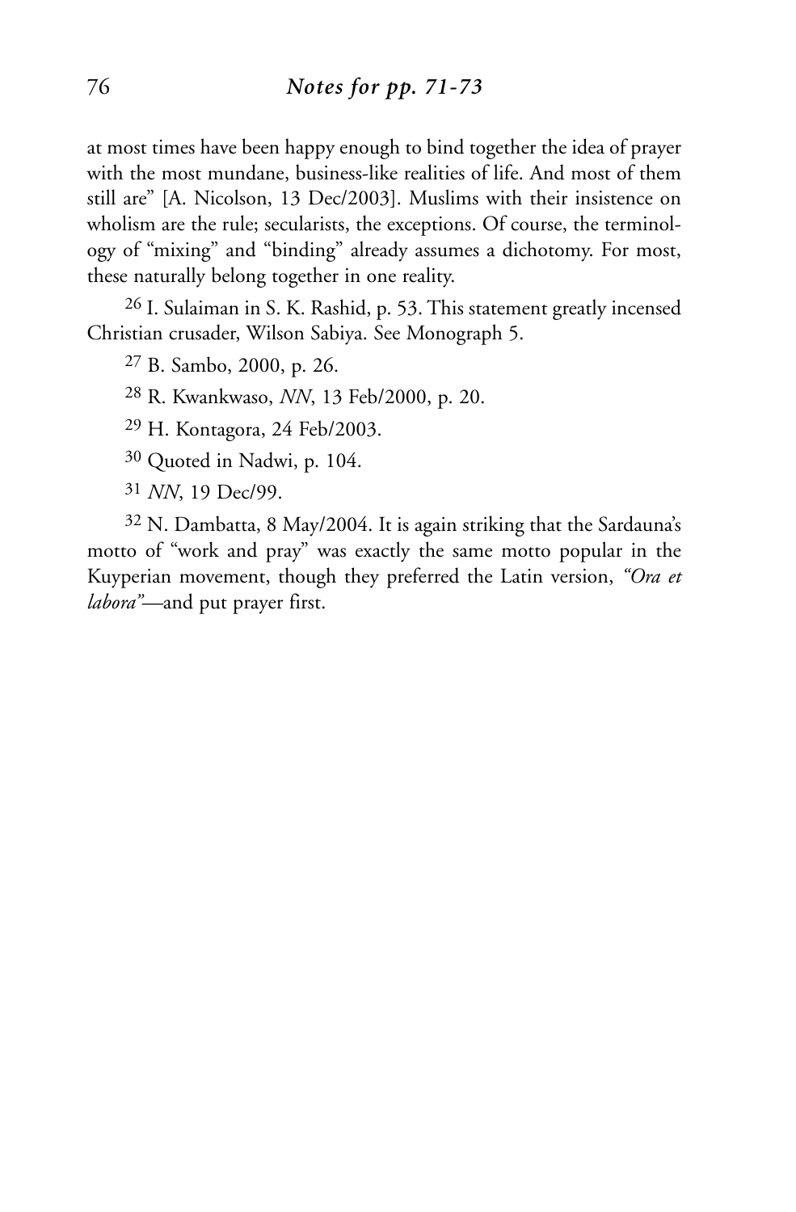at most times have been happy enough to bind together the idea of prayer with the most mundane, business-like realities of life. And most of them still are" [A. Nicolson, 13 Dec/2003]. Muslims with their insistence on wholism are the rule; secularists, the exceptions. Of course, the terminology of "mixing" and "binding" already assumes a dichotomy. For most, these naturally belong together in one reality.

[26] I. Sulaiman in S. K. Rashid, p. 53. This statement greatly incensed Christian crusader, Wilson Sabiya. See Monograph 5.

[27] B. Sambo, 2000, p. 26.

[28] R. Kwankwaso, *NN*, 13 Feb/2000, p. 20.

[29] H. Kontagora, 24 Feb/2003.

[30] Quoted in Nadwi, p. 104.

[31] *NN*, 19 Dec/99.

[32] N. Dambatta, 8 May/2004. It is again striking that the Sardauna's motto of "work and pray" was exactly the same motto popular in the Kuyperian movement, though they preferred the Latin version, *"Ora et labora"*—and put prayer first.